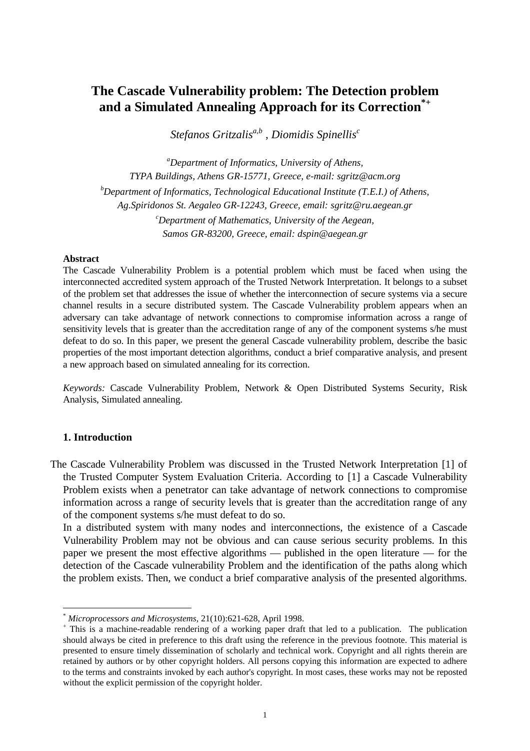# The Cascade Vulnerability problem: The Detection problem and a Simulated Annealing Approach for its Correction[*][+]

*Stefanos Gritzalis[a,b] , Diomidis Spinellis[c]*

[a]*Department of Informatics, University of Athens,*
*TYPA Buildings, Athens GR-15771, Greece, e-mail: sgritz@acm.org*

[b]*Department of Informatics, Technological Educational Institute (T.E.I.) of Athens,*
*Ag.Spiridonos St. Aegaleo GR-12243, Greece, email: sgritz@ru.aegean.gr*

[c]*Department of Mathematics, University of the Aegean,*
*Samos GR-83200, Greece, email: dspin@aegean.gr*

**Abstract**

The Cascade Vulnerability Problem is a potential problem which must be faced when using the interconnected accredited system approach of the Trusted Network Interpretation. It belongs to a subset of the problem set that addresses the issue of whether the interconnection of secure systems via a secure channel results in a secure distributed system. The Cascade Vulnerability problem appears when an adversary can take advantage of network connections to compromise information across a range of sensitivity levels that is greater than the accreditation range of any of the component systems s/he must defeat to do so. In this paper, we present the general Cascade vulnerability problem, describe the basic properties of the most important detection algorithms, conduct a brief comparative analysis, and present a new approach based on simulated annealing for its correction.

*Keywords:* Cascade Vulnerability Problem, Network & Open Distributed Systems Security, Risk Analysis, Simulated annealing.

## 1. Introduction

The Cascade Vulnerability Problem was discussed in the Trusted Network Interpretation [1] of the Trusted Computer System Evaluation Criteria. According to [1] a Cascade Vulnerability Problem exists when a penetrator can take advantage of network connections to compromise information across a range of security levels that is greater than the accreditation range of any of the component systems s/he must defeat to do so.

In a distributed system with many nodes and interconnections, the existence of a Cascade Vulnerability Problem may not be obvious and can cause serious security problems. In this paper we present the most effective algorithms — published in the open literature — for the detection of the Cascade vulnerability Problem and the identification of the paths along which the problem exists. Then, we conduct a brief comparative analysis of the presented algorithms.

---

[*] *Microprocessors and Microsystems*, 21(10):621-628, April 1998.

[+] This is a machine-readable rendering of a working paper draft that led to a publication. The publication should always be cited in preference to this draft using the reference in the previous footnote. This material is presented to ensure timely dissemination of scholarly and technical work. Copyright and all rights therein are retained by authors or by other copyright holders. All persons copying this information are expected to adhere to the terms and constraints invoked by each author's copyright. In most cases, these works may not be reposted without the explicit permission of the copyright holder.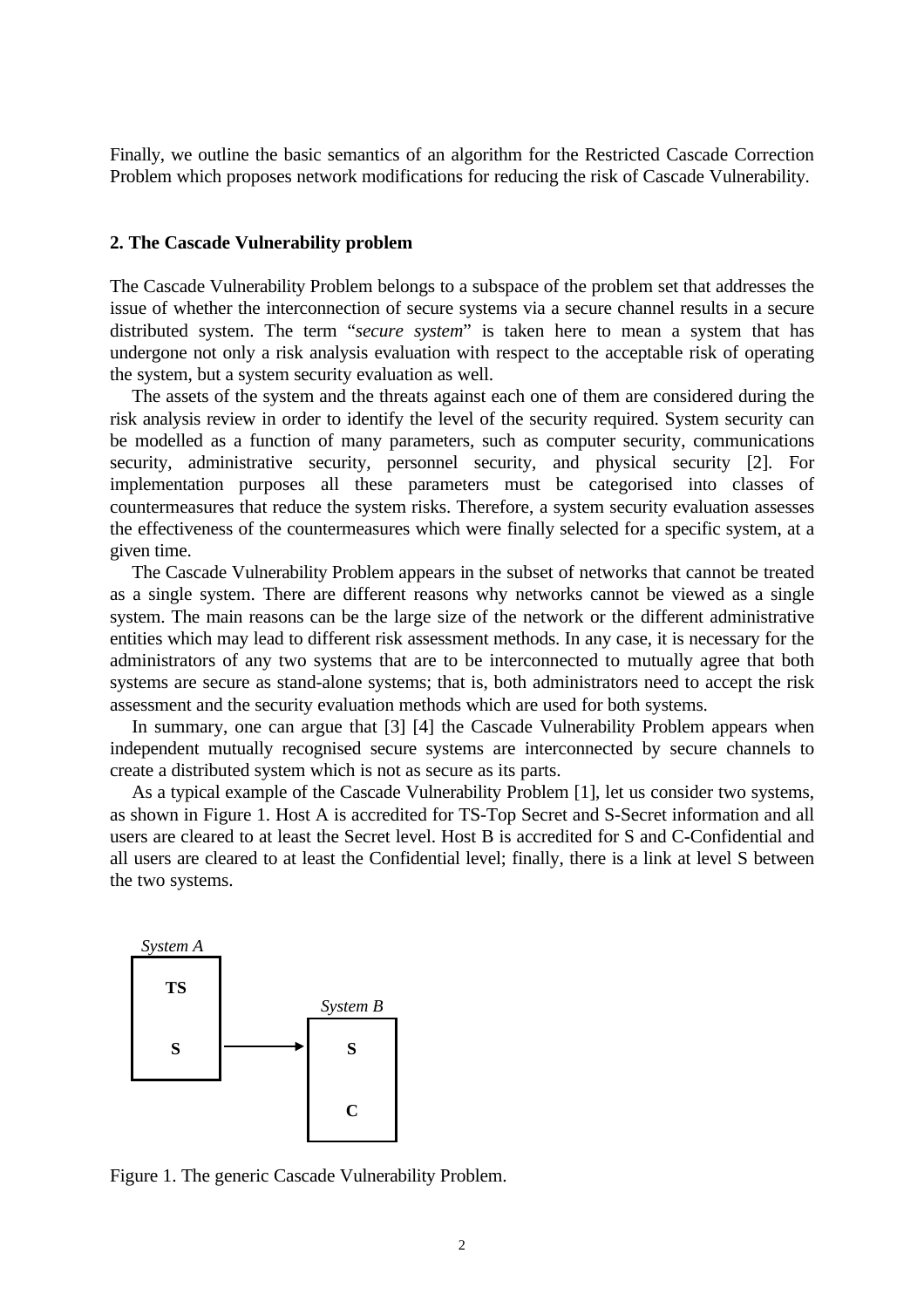Finally, we outline the basic semantics of an algorithm for the Restricted Cascade Correction Problem which proposes network modifications for reducing the risk of Cascade Vulnerability.

## 2. The Cascade Vulnerability problem

The Cascade Vulnerability Problem belongs to a subspace of the problem set that addresses the issue of whether the interconnection of secure systems via a secure channel results in a secure distributed system. The term "*secure system*" is taken here to mean a system that has undergone not only a risk analysis evaluation with respect to the acceptable risk of operating the system, but a system security evaluation as well.

The assets of the system and the threats against each one of them are considered during the risk analysis review in order to identify the level of the security required. System security can be modelled as a function of many parameters, such as computer security, communications security, administrative security, personnel security, and physical security [2]. For implementation purposes all these parameters must be categorised into classes of countermeasures that reduce the system risks. Therefore, a system security evaluation assesses the effectiveness of the countermeasures which were finally selected for a specific system, at a given time.

The Cascade Vulnerability Problem appears in the subset of networks that cannot be treated as a single system. There are different reasons why networks cannot be viewed as a single system. The main reasons can be the large size of the network or the different administrative entities which may lead to different risk assessment methods. In any case, it is necessary for the administrators of any two systems that are to be interconnected to mutually agree that both systems are secure as stand-alone systems; that is, both administrators need to accept the risk assessment and the security evaluation methods which are used for both systems.

In summary, one can argue that [3] [4] the Cascade Vulnerability Problem appears when independent mutually recognised secure systems are interconnected by secure channels to create a distributed system which is not as secure as its parts.

As a typical example of the Cascade Vulnerability Problem [1], let us consider two systems, as shown in Figure 1. Host A is accredited for TS-Top Secret and S-Secret information and all users are cleared to at least the Secret level. Host B is accredited for S and C-Confidential and all users are cleared to at least the Confidential level; finally, there is a link at level S between the two systems.

*System A*: TS, S → *System B*: S, C

Figure 1. The generic Cascade Vulnerability Problem.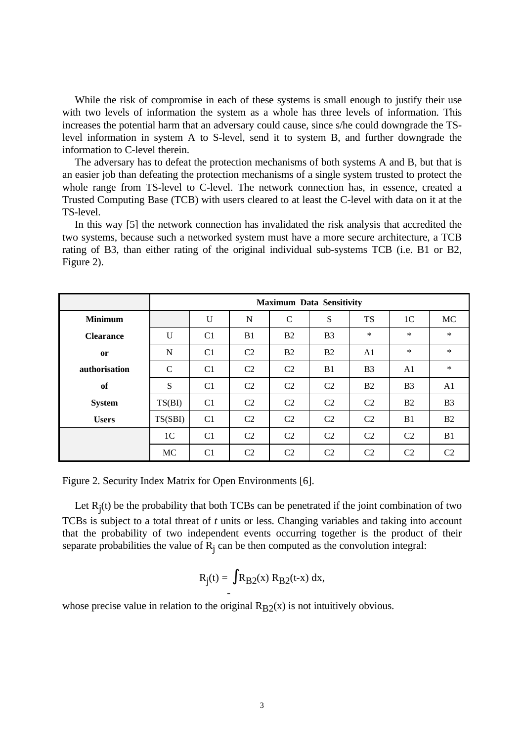While the risk of compromise in each of these systems is small enough to justify their use with two levels of information the system as a whole has three levels of information. This increases the potential harm that an adversary could cause, since s/he could downgrade the TS-level information in system A to S-level, send it to system B, and further downgrade the information to C-level therein.

The adversary has to defeat the protection mechanisms of both systems A and B, but that is an easier job than defeating the protection mechanisms of a single system trusted to protect the whole range from TS-level to C-level. The network connection has, in essence, created a Trusted Computing Base (TCB) with users cleared to at least the C-level with data on it at the TS-level.

In this way [5] the network connection has invalidated the risk analysis that accredited the two systems, because such a networked system must have a more secure architecture, a TCB rating of B3, than either rating of the original individual sub-systems TCB (i.e. B1 or B2, Figure 2).

| | **Maximum Data Sensitivity** | | | | | | | |
|---|---|---|---|---|---|---|---|---|
| **Minimum** | | U | N | C | S | TS | 1C | MC |
| **Clearance** | U | C1 | B1 | B2 | B3 | * | * | * |
| **or** | N | C1 | C2 | B2 | B2 | A1 | * | * |
| **authorisation** | C | C1 | C2 | C2 | B1 | B3 | A1 | * |
| **of** | S | C1 | C2 | C2 | C2 | B2 | B3 | A1 |
| **System** | TS(BI) | C1 | C2 | C2 | C2 | C2 | B2 | B3 |
| **Users** | TS(SBI) | C1 | C2 | C2 | C2 | C2 | B1 | B2 |
| | 1C | C1 | C2 | C2 | C2 | C2 | C2 | B1 |
| | MC | C1 | C2 | C2 | C2 | C2 | C2 | C2 |

Figure 2. Security Index Matrix for Open Environments [6].

Let $R_j(t)$ be the probability that both TCBs can be penetrated if the joint combination of two TCBs is subject to a total threat of *t* units or less. Changing variables and taking into account that the probability of two independent events occurring together is the product of their separate probabilities the value of $R_j$ can be then computed as the convolution integral:

$$R_j(t) = \int_{-} R_{B2}(x)\, R_{B2}(t-x)\, dx,$$

whose precise value in relation to the original $R_{B2}(x)$ is not intuitively obvious.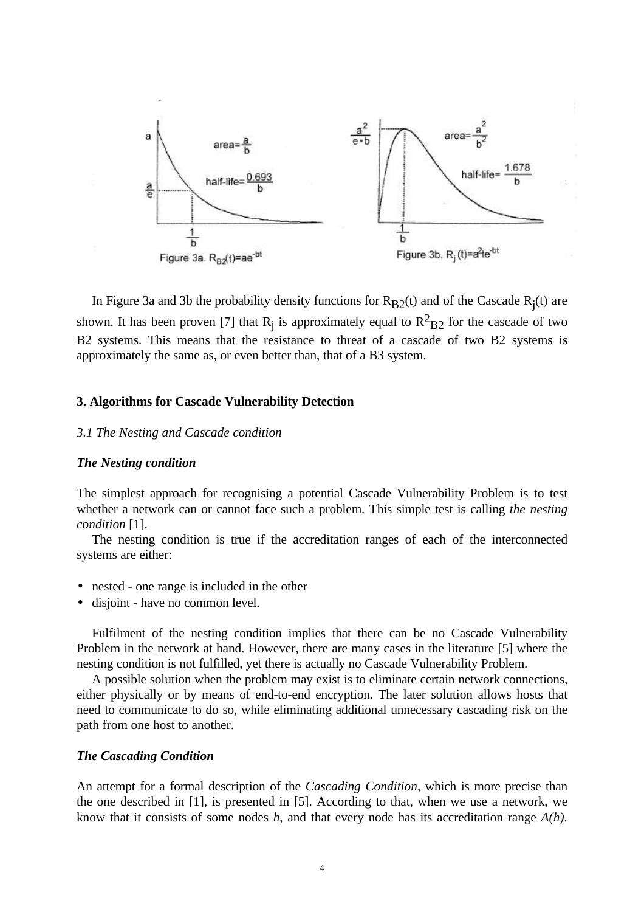Figure 3a. $R_{B2}(t)=ae^{-bt}$

Figure 3b. $R_j(t)=a^2te^{-bt}$

In Figure 3a and 3b the probability density functions for $R_{B2}(t)$ and of the Cascade $R_j(t)$ are shown. It has been proven [7] that $R_j$ is approximately equal to $R^2_{B2}$ for the cascade of two B2 systems. This means that the resistance to threat of a cascade of two B2 systems is approximately the same as, or even better than, that of a B3 system.

## 3. Algorithms for Cascade Vulnerability Detection

### *3.1 The Nesting and Cascade condition*

#### ***The Nesting condition***

The simplest approach for recognising a potential Cascade Vulnerability Problem is to test whether a network can or cannot face such a problem. This simple test is calling *the nesting condition* [1].

The nesting condition is true if the accreditation ranges of each of the interconnected systems are either:

- nested - one range is included in the other
- disjoint - have no common level.

Fulfilment of the nesting condition implies that there can be no Cascade Vulnerability Problem in the network at hand. However, there are many cases in the literature [5] where the nesting condition is not fulfilled, yet there is actually no Cascade Vulnerability Problem.

A possible solution when the problem may exist is to eliminate certain network connections, either physically or by means of end-to-end encryption. The later solution allows hosts that need to communicate to do so, while eliminating additional unnecessary cascading risk on the path from one host to another.

#### ***The Cascading Condition***

An attempt for a formal description of the *Cascading Condition*, which is more precise than the one described in [1], is presented in [5]. According to that, when we use a network, we know that it consists of some nodes *h*, and that every node has its accreditation range *A(h)*.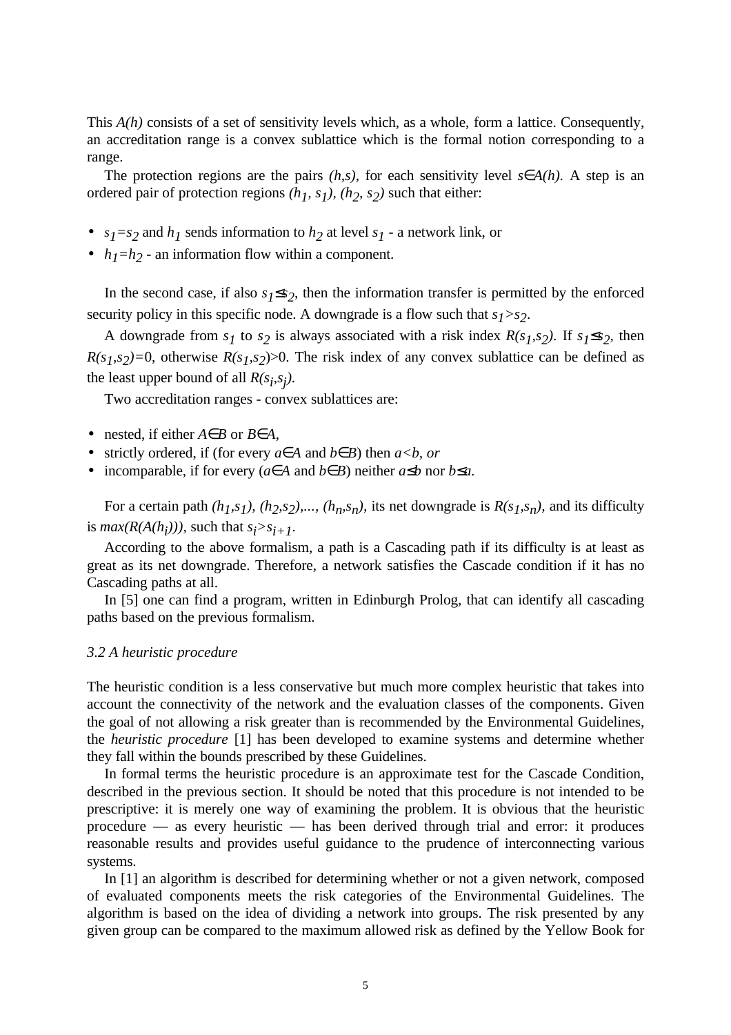This $A(h)$ consists of a set of sensitivity levels which, as a whole, form a lattice. Consequently, an accreditation range is a convex sublattice which is the formal notion corresponding to a range.

The protection regions are the pairs $(h,s)$, for each sensitivity level $s \in A(h)$. A step is an ordered pair of protection regions $(h_1, s_1)$, $(h_2, s_2)$ such that either:

- $s_1 = s_2$ and $h_1$ sends information to $h_2$ at level $s_1$ - a network link, or
- $h_1 = h_2$ - an information flow within a component.

In the second case, if also $s_1 \leq s_2$, then the information transfer is permitted by the enforced security policy in this specific node. A downgrade is a flow such that $s_1 > s_2$.

A downgrade from $s_1$ to $s_2$ is always associated with a risk index $R(s_1,s_2)$. If $s_1 \leq s_2$, then $R(s_1,s_2)=0$, otherwise $R(s_1,s_2)>0$. The risk index of any convex sublattice can be defined as the least upper bound of all $R(s_i,s_j)$.

Two accreditation ranges - convex sublattices are:

- nested, if either $A \in B$ or $B \in A$,
- strictly ordered, if (for every $a \in A$ and $b \in B$) then $a<b$, *or*
- incomparable, if for every ($a \in A$ and $b \in B$) neither $a \leq b$ nor $b \leq a$.

For a certain path $(h_1,s_1), (h_2,s_2),..., (h_n,s_n)$, its net downgrade is $R(s_1,s_n)$, and its difficulty is $max(R(A(h_i)))$, such that $s_i > s_{i+1}$.

According to the above formalism, a path is a Cascading path if its difficulty is at least as great as its net downgrade. Therefore, a network satisfies the Cascade condition if it has no Cascading paths at all.

In [5] one can find a program, written in Edinburgh Prolog, that can identify all cascading paths based on the previous formalism.

*3.2 A heuristic procedure*

The heuristic condition is a less conservative but much more complex heuristic that takes into account the connectivity of the network and the evaluation classes of the components. Given the goal of not allowing a risk greater than is recommended by the Environmental Guidelines, the *heuristic procedure* [1] has been developed to examine systems and determine whether they fall within the bounds prescribed by these Guidelines.

In formal terms the heuristic procedure is an approximate test for the Cascade Condition, described in the previous section. It should be noted that this procedure is not intended to be prescriptive: it is merely one way of examining the problem. It is obvious that the heuristic procedure — as every heuristic — has been derived through trial and error: it produces reasonable results and provides useful guidance to the prudence of interconnecting various systems.

In [1] an algorithm is described for determining whether or not a given network, composed of evaluated components meets the risk categories of the Environmental Guidelines. The algorithm is based on the idea of dividing a network into groups. The risk presented by any given group can be compared to the maximum allowed risk as defined by the Yellow Book for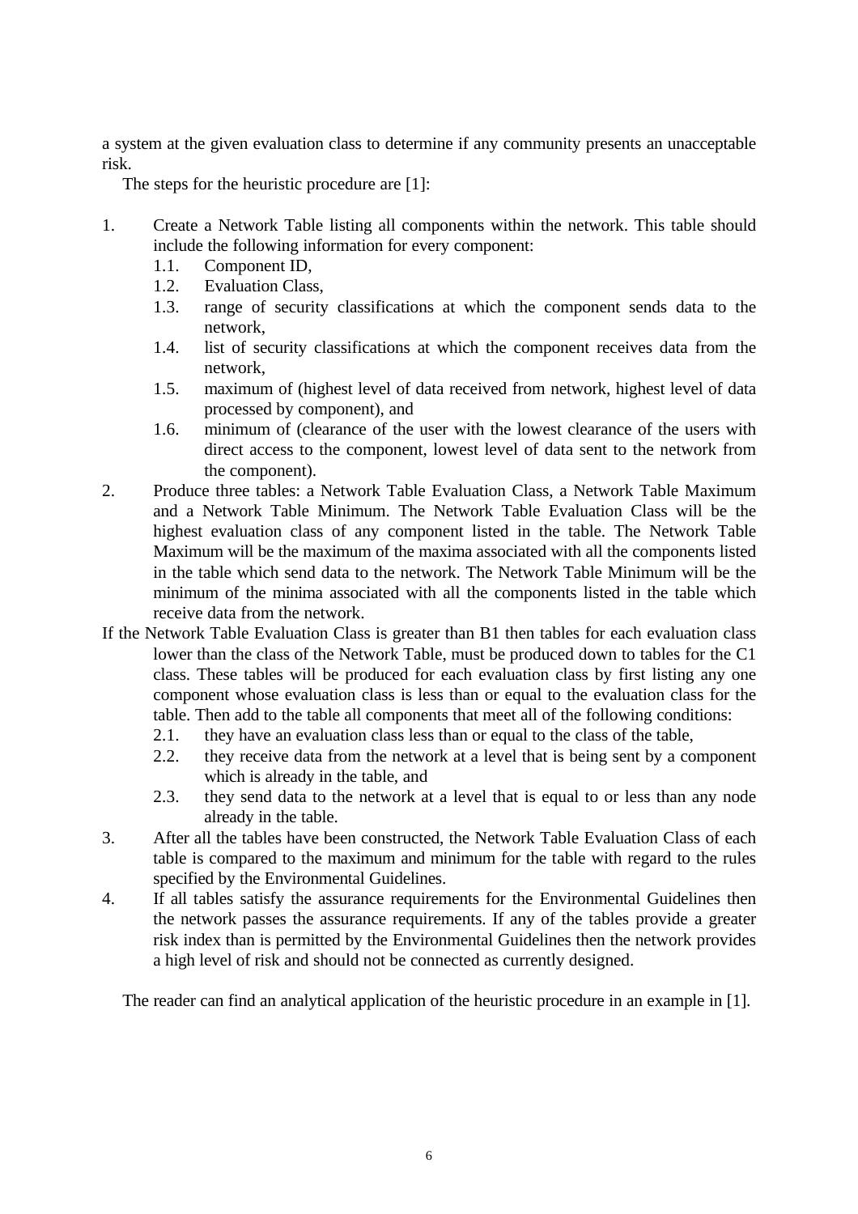a system at the given evaluation class to determine if any community presents an unacceptable risk.

The steps for the heuristic procedure are [1]:

1. Create a Network Table listing all components within the network. This table should include the following information for every component:
   1.1. Component ID,
   1.2. Evaluation Class,
   1.3. range of security classifications at which the component sends data to the network,
   1.4. list of security classifications at which the component receives data from the network,
   1.5. maximum of (highest level of data received from network, highest level of data processed by component), and
   1.6. minimum of (clearance of the user with the lowest clearance of the users with direct access to the component, lowest level of data sent to the network from the component).
2. Produce three tables: a Network Table Evaluation Class, a Network Table Maximum and a Network Table Minimum. The Network Table Evaluation Class will be the highest evaluation class of any component listed in the table. The Network Table Maximum will be the maximum of the maxima associated with all the components listed in the table which send data to the network. The Network Table Minimum will be the minimum of the minima associated with all the components listed in the table which receive data from the network.

If the Network Table Evaluation Class is greater than B1 then tables for each evaluation class lower than the class of the Network Table, must be produced down to tables for the C1 class. These tables will be produced for each evaluation class by first listing any one component whose evaluation class is less than or equal to the evaluation class for the table. Then add to the table all components that meet all of the following conditions:
   2.1. they have an evaluation class less than or equal to the class of the table,
   2.2. they receive data from the network at a level that is being sent by a component which is already in the table, and
   2.3. they send data to the network at a level that is equal to or less than any node already in the table.
3. After all the tables have been constructed, the Network Table Evaluation Class of each table is compared to the maximum and minimum for the table with regard to the rules specified by the Environmental Guidelines.
4. If all tables satisfy the assurance requirements for the Environmental Guidelines then the network passes the assurance requirements. If any of the tables provide a greater risk index than is permitted by the Environmental Guidelines then the network provides a high level of risk and should not be connected as currently designed.

The reader can find an analytical application of the heuristic procedure in an example in [1].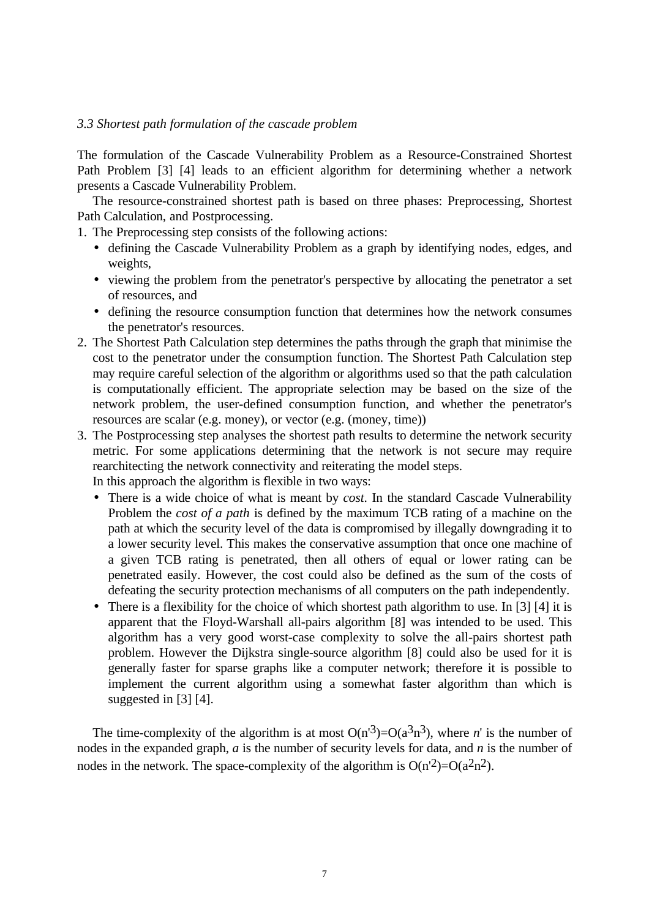### *3.3 Shortest path formulation of the cascade problem*

The formulation of the Cascade Vulnerability Problem as a Resource-Constrained Shortest Path Problem [3] [4] leads to an efficient algorithm for determining whether a network presents a Cascade Vulnerability Problem.

The resource-constrained shortest path is based on three phases: Preprocessing, Shortest Path Calculation, and Postprocessing.

1. The Preprocessing step consists of the following actions:
   - defining the Cascade Vulnerability Problem as a graph by identifying nodes, edges, and weights,
   - viewing the problem from the penetrator's perspective by allocating the penetrator a set of resources, and
   - defining the resource consumption function that determines how the network consumes the penetrator's resources.
2. The Shortest Path Calculation step determines the paths through the graph that minimise the cost to the penetrator under the consumption function. The Shortest Path Calculation step may require careful selection of the algorithm or algorithms used so that the path calculation is computationally efficient. The appropriate selection may be based on the size of the network problem, the user-defined consumption function, and whether the penetrator's resources are scalar (e.g. money), or vector (e.g. (money, time))
3. The Postprocessing step analyses the shortest path results to determine the network security metric. For some applications determining that the network is not secure may require rearchitecting the network connectivity and reiterating the model steps.

   In this approach the algorithm is flexible in two ways:
   - There is a wide choice of what is meant by *cost*. In the standard Cascade Vulnerability Problem the *cost of a path* is defined by the maximum TCB rating of a machine on the path at which the security level of the data is compromised by illegally downgrading it to a lower security level. This makes the conservative assumption that once one machine of a given TCB rating is penetrated, then all others of equal or lower rating can be penetrated easily. However, the cost could also be defined as the sum of the costs of defeating the security protection mechanisms of all computers on the path independently.
   - There is a flexibility for the choice of which shortest path algorithm to use. In [3] [4] it is apparent that the Floyd-Warshall all-pairs algorithm [8] was intended to be used. This algorithm has a very good worst-case complexity to solve the all-pairs shortest path problem. However the Dijkstra single-source algorithm [8] could also be used for it is generally faster for sparse graphs like a computer network; therefore it is possible to implement the current algorithm using a somewhat faster algorithm than which is suggested in [3] [4].

The time-complexity of the algorithm is at most $O(n'^3)=O(a^3n^3)$, where *n*' is the number of nodes in the expanded graph, *a* is the number of security levels for data, and *n* is the number of nodes in the network. The space-complexity of the algorithm is $O(n'^2)=O(a^2n^2)$.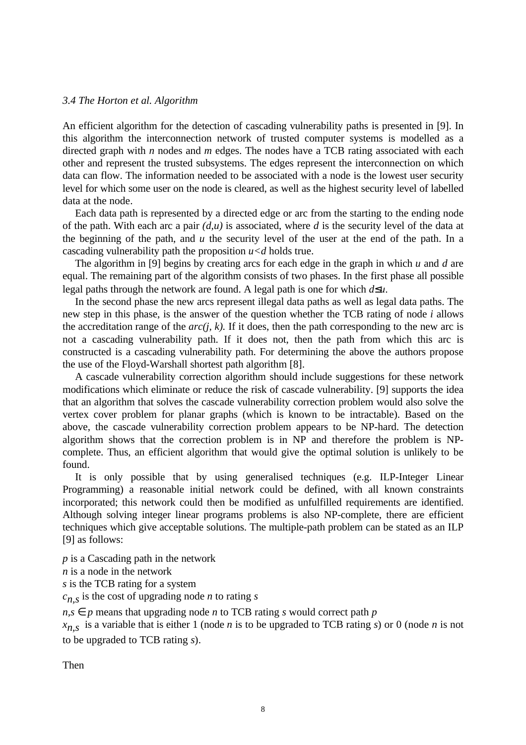*3.4 The Horton et al. Algorithm*

An efficient algorithm for the detection of cascading vulnerability paths is presented in [9]. In this algorithm the interconnection network of trusted computer systems is modelled as a directed graph with $n$ nodes and $m$ edges. The nodes have a TCB rating associated with each other and represent the trusted subsystems. The edges represent the interconnection on which data can flow. The information needed to be associated with a node is the lowest user security level for which some user on the node is cleared, as well as the highest security level of labelled data at the node.

Each data path is represented by a directed edge or arc from the starting to the ending node of the path. With each arc a pair $(d,u)$ is associated, where $d$ is the security level of the data at the beginning of the path, and $u$ the security level of the user at the end of the path. In a cascading vulnerability path the proposition $u<d$ holds true.

The algorithm in [9] begins by creating arcs for each edge in the graph in which $u$ and $d$ are equal. The remaining part of the algorithm consists of two phases. In the first phase all possible legal paths through the network are found. A legal path is one for which $d \leq u$.

In the second phase the new arcs represent illegal data paths as well as legal data paths. The new step in this phase, is the answer of the question whether the TCB rating of node $i$ allows the accreditation range of the $arc(j, k)$. If it does, then the path corresponding to the new arc is not a cascading vulnerability path. If it does not, then the path from which this arc is constructed is a cascading vulnerability path. For determining the above the authors propose the use of the Floyd-Warshall shortest path algorithm [8].

A cascade vulnerability correction algorithm should include suggestions for these network modifications which eliminate or reduce the risk of cascade vulnerability. [9] supports the idea that an algorithm that solves the cascade vulnerability correction problem would also solve the vertex cover problem for planar graphs (which is known to be intractable). Based on the above, the cascade vulnerability correction problem appears to be NP-hard. The detection algorithm shows that the correction problem is in NP and therefore the problem is NP-complete. Thus, an efficient algorithm that would give the optimal solution is unlikely to be found.

It is only possible that by using generalised techniques (e.g. ILP-Integer Linear Programming) a reasonable initial network could be defined, with all known constraints incorporated; this network could then be modified as unfulfilled requirements are identified. Although solving integer linear programs problems is also NP-complete, there are efficient techniques which give acceptable solutions. The multiple-path problem can be stated as an ILP [9] as follows:

$p$ is a Cascading path in the network
$n$ is a node in the network
$s$ is the TCB rating for a system
$c_{n,s}$ is the cost of upgrading node $n$ to rating $s$
$n,s \in p$ means that upgrading node $n$ to TCB rating $s$ would correct path $p$
$x_{n,s}$ is a variable that is either 1 (node $n$ is to be upgraded to TCB rating $s$) or 0 (node $n$ is not to be upgraded to TCB rating $s$).

Then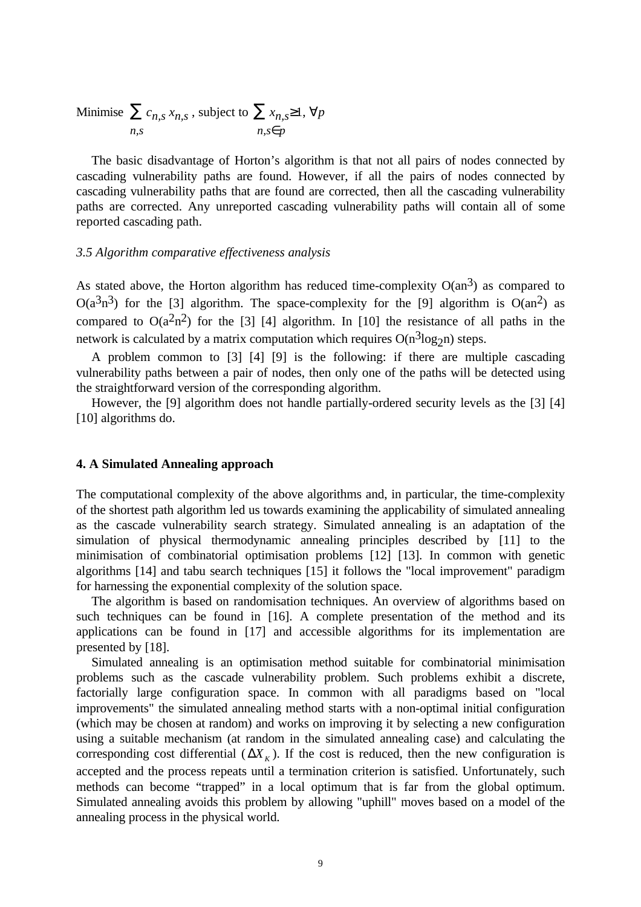Minimise $\sum_{n,s} c_{n,s}\, x_{n,s}$ , subject to $\sum_{n,s \in p} x_{n,s} \geq 1,\ \forall p$

The basic disadvantage of Horton's algorithm is that not all pairs of nodes connected by cascading vulnerability paths are found. However, if all the pairs of nodes connected by cascading vulnerability paths that are found are corrected, then all the cascading vulnerability paths are corrected. Any unreported cascading vulnerability paths will contain all of some reported cascading path.

*3.5 Algorithm comparative effectiveness analysis*

As stated above, the Horton algorithm has reduced time-complexity $O(an^3)$ as compared to $O(a^3n^3)$ for the [3] algorithm. The space-complexity for the [9] algorithm is $O(an^2)$ as compared to $O(a^2n^2)$ for the [3] [4] algorithm. In [10] the resistance of all paths in the network is calculated by a matrix computation which requires $O(n^3 \log_2 n)$ steps.

A problem common to [3] [4] [9] is the following: if there are multiple cascading vulnerability paths between a pair of nodes, then only one of the paths will be detected using the straightforward version of the corresponding algorithm.

However, the [9] algorithm does not handle partially-ordered security levels as the [3] [4] [10] algorithms do.

**4. A Simulated Annealing approach**

The computational complexity of the above algorithms and, in particular, the time-complexity of the shortest path algorithm led us towards examining the applicability of simulated annealing as the cascade vulnerability search strategy. Simulated annealing is an adaptation of the simulation of physical thermodynamic annealing principles described by [11] to the minimisation of combinatorial optimisation problems [12] [13]. In common with genetic algorithms [14] and tabu search techniques [15] it follows the "local improvement" paradigm for harnessing the exponential complexity of the solution space.

The algorithm is based on randomisation techniques. An overview of algorithms based on such techniques can be found in [16]. A complete presentation of the method and its applications can be found in [17] and accessible algorithms for its implementation are presented by [18].

Simulated annealing is an optimisation method suitable for combinatorial minimisation problems such as the cascade vulnerability problem. Such problems exhibit a discrete, factorially large configuration space. In common with all paradigms based on "local improvements" the simulated annealing method starts with a non-optimal initial configuration (which may be chosen at random) and works on improving it by selecting a new configuration using a suitable mechanism (at random in the simulated annealing case) and calculating the corresponding cost differential ($\Delta X_K$). If the cost is reduced, then the new configuration is accepted and the process repeats until a termination criterion is satisfied. Unfortunately, such methods can become "trapped" in a local optimum that is far from the global optimum. Simulated annealing avoids this problem by allowing "uphill" moves based on a model of the annealing process in the physical world.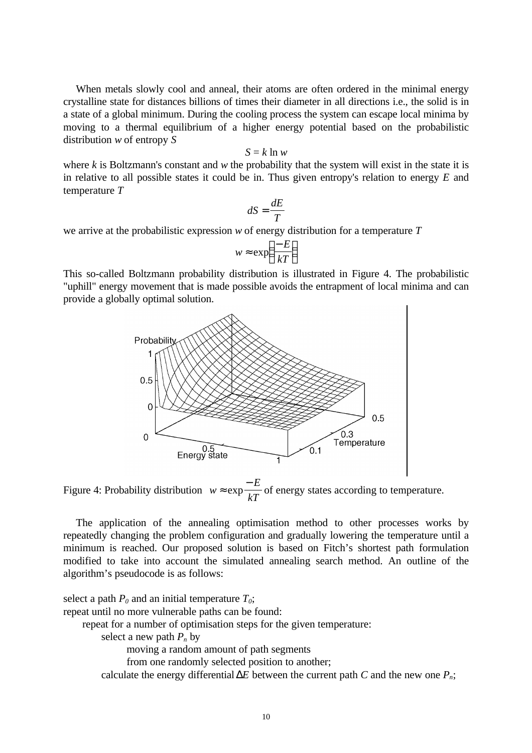When metals slowly cool and anneal, their atoms are often ordered in the minimal energy crystalline state for distances billions of times their diameter in all directions i.e., the solid is in a state of a global minimum. During the cooling process the system can escape local minima by moving to a thermal equilibrium of a higher energy potential based on the probabilistic distribution *w* of entropy *S*

$$S = k \ln w$$

where *k* is Boltzmann's constant and *w* the probability that the system will exist in the state it is in relative to all possible states it could be in. Thus given entropy's relation to energy *E* and temperature *T*

$$dS = \frac{dE}{T}$$

we arrive at the probabilistic expression *w* of energy distribution for a temperature *T*

$$w \approx \exp\left(\frac{-E}{kT}\right)$$

This so-called Boltzmann probability distribution is illustrated in Figure 4. The probabilistic "uphill" energy movement that is made possible avoids the entrapment of local minima and can provide a globally optimal solution.

Figure 4: Probability distribution $w \approx \exp\frac{-E}{kT}$ of energy states according to temperature.

The application of the annealing optimisation method to other processes works by repeatedly changing the problem configuration and gradually lowering the temperature until a minimum is reached. Our proposed solution is based on Fitch's shortest path formulation modified to take into account the simulated annealing search method. An outline of the algorithm's pseudocode is as follows:

select a path $P_0$ and an initial temperature $T_0$;
repeat until no more vulnerable paths can be found:
    repeat for a number of optimisation steps for the given temperature:
        select a new path $P_n$ by
            moving a random amount of path segments
            from one randomly selected position to another;
        calculate the energy differential $\Delta E$ between the current path *C* and the new one $P_n$;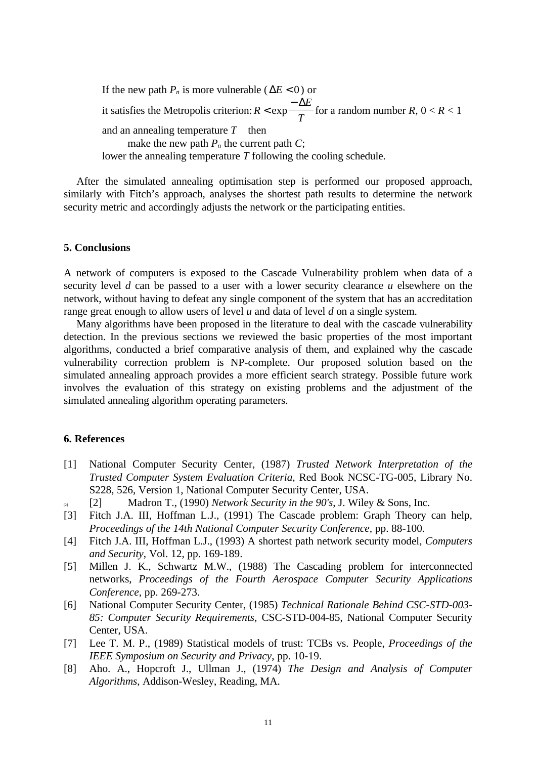If the new path $P_n$ is more vulnerable ($\Delta E < 0$) or
it satisfies the Metropolis criterion: $R < \exp\frac{-\Delta E}{T}$ for a random number $R$, $0 < R < 1$
and an annealing temperature $T$ then
    make the new path $P_n$ the current path $C$;
lower the annealing temperature $T$ following the cooling schedule.

After the simulated annealing optimisation step is performed our proposed approach, similarly with Fitch's approach, analyses the shortest path results to determine the network security metric and accordingly adjusts the network or the participating entities.

## 5. Conclusions

A network of computers is exposed to the Cascade Vulnerability problem when data of a security level *d* can be passed to a user with a lower security clearance *u* elsewhere on the network, without having to defeat any single component of the system that has an accreditation range great enough to allow users of level *u* and data of level *d* on a single system.

Many algorithms have been proposed in the literature to deal with the cascade vulnerability detection. In the previous sections we reviewed the basic properties of the most important algorithms, conducted a brief comparative analysis of them, and explained why the cascade vulnerability correction problem is NP-complete. Our proposed solution based on the simulated annealing approach provides a more efficient search strategy. Possible future work involves the evaluation of this strategy on existing problems and the adjustment of the simulated annealing algorithm operating parameters.

## 6. References

[1] National Computer Security Center, (1987) *Trusted Network Interpretation of the Trusted Computer System Evaluation Criteria*, Red Book NCSC-TG-005, Library No. S228, 526, Version 1, National Computer Security Center, USA.

[2] Madron T., (1990) *Network Security in the 90's*, J. Wiley & Sons, Inc.

[3] Fitch J.A. III, Hoffman L.J., (1991) The Cascade problem: Graph Theory can help, *Proceedings of the 14th National Computer Security Conference*, pp. 88-100.

[4] Fitch J.A. III, Hoffman L.J., (1993) A shortest path network security model, *Computers and Security*, Vol. 12, pp. 169-189.

[5] Millen J. K., Schwartz M.W., (1988) The Cascading problem for interconnected networks, *Proceedings of the Fourth Aerospace Computer Security Applications Conference*, pp. 269-273.

[6] National Computer Security Center, (1985) *Technical Rationale Behind CSC-STD-003-85: Computer Security Requirements*, CSC-STD-004-85, National Computer Security Center, USA.

[7] Lee T. M. P., (1989) Statistical models of trust: TCBs vs. People, *Proceedings of the IEEE Symposium on Security and Privacy*, pp. 10-19.

[8] Aho. A., Hopcroft J., Ullman J., (1974) *The Design and Analysis of Computer Algorithms*, Addison-Wesley, Reading, MA.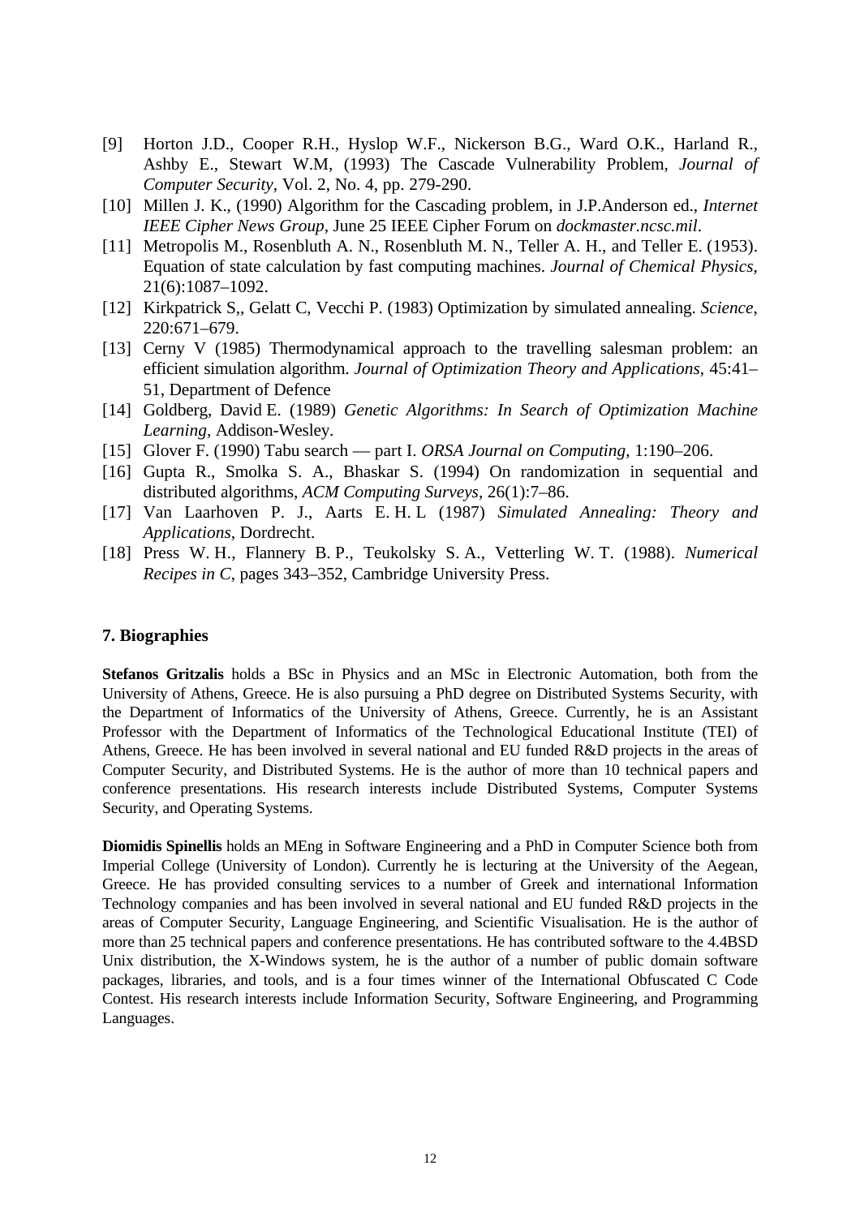[9] Horton J.D., Cooper R.H., Hyslop W.F., Nickerson B.G., Ward O.K., Harland R., Ashby E., Stewart W.M, (1993) The Cascade Vulnerability Problem, *Journal of Computer Security*, Vol. 2, No. 4, pp. 279-290.

[10] Millen J. K., (1990) Algorithm for the Cascading problem, in J.P.Anderson ed., *Internet IEEE Cipher News Group*, June 25 IEEE Cipher Forum on *dockmaster.ncsc.mil*.

[11] Metropolis M., Rosenbluth A. N., Rosenbluth M. N., Teller A. H., and Teller E. (1953). Equation of state calculation by fast computing machines. *Journal of Chemical Physics*, 21(6):1087–1092.

[12] Kirkpatrick S,, Gelatt C, Vecchi P. (1983) Optimization by simulated annealing. *Science*, 220:671–679.

[13] Cerny V (1985) Thermodynamical approach to the travelling salesman problem: an efficient simulation algorithm. *Journal of Optimization Theory and Applications*, 45:41–51, Department of Defence

[14] Goldberg, David E. (1989) *Genetic Algorithms: In Search of Optimization Machine Learning*, Addison-Wesley.

[15] Glover F. (1990) Tabu search — part I. *ORSA Journal on Computing*, 1:190–206.

[16] Gupta R., Smolka S. A., Bhaskar S. (1994) On randomization in sequential and distributed algorithms, *ACM Computing Surveys*, 26(1):7–86.

[17] Van Laarhoven P. J., Aarts E. H. L (1987) *Simulated Annealing: Theory and Applications*, Dordrecht.

[18] Press W. H., Flannery B. P., Teukolsky S. A., Vetterling W. T. (1988). *Numerical Recipes in C*, pages 343–352, Cambridge University Press.

## 7. Biographies

**Stefanos Gritzalis** holds a BSc in Physics and an MSc in Electronic Automation, both from the University of Athens, Greece. He is also pursuing a PhD degree on Distributed Systems Security, with the Department of Informatics of the University of Athens, Greece. Currently, he is an Assistant Professor with the Department of Informatics of the Technological Educational Institute (TEI) of Athens, Greece. He has been involved in several national and EU funded R&D projects in the areas of Computer Security, and Distributed Systems. He is the author of more than 10 technical papers and conference presentations. His research interests include Distributed Systems, Computer Systems Security, and Operating Systems.

**Diomidis Spinellis** holds an MEng in Software Engineering and a PhD in Computer Science both from Imperial College (University of London). Currently he is lecturing at the University of the Aegean, Greece. He has provided consulting services to a number of Greek and international Information Technology companies and has been involved in several national and EU funded R&D projects in the areas of Computer Security, Language Engineering, and Scientific Visualisation. He is the author of more than 25 technical papers and conference presentations. He has contributed software to the 4.4BSD Unix distribution, the X-Windows system, he is the author of a number of public domain software packages, libraries, and tools, and is a four times winner of the International Obfuscated C Code Contest. His research interests include Information Security, Software Engineering, and Programming Languages.